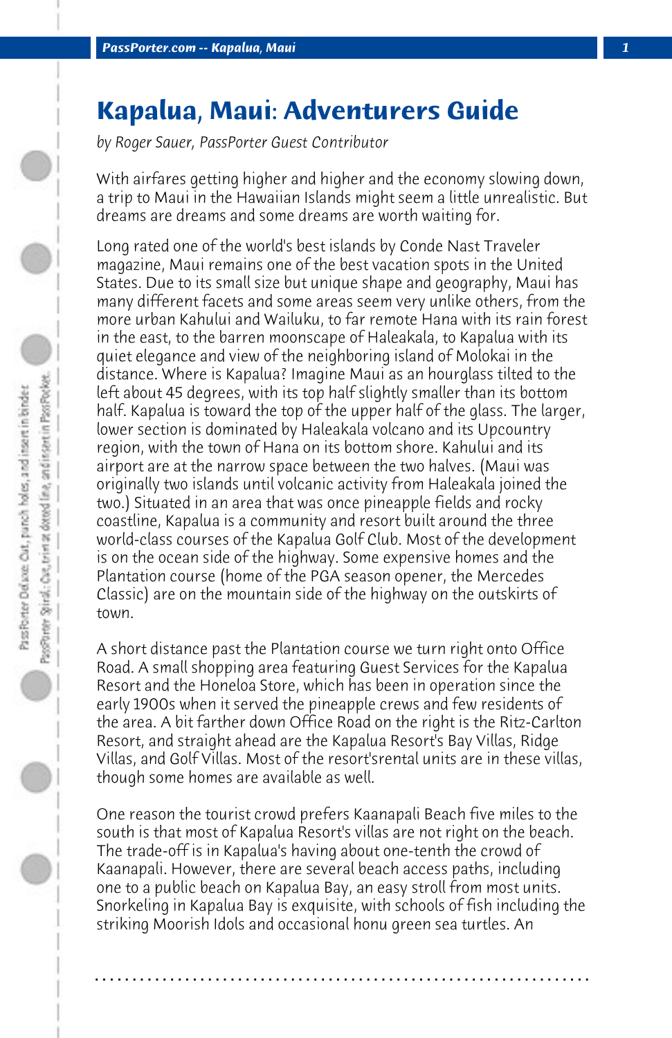# Kapalua, Maui: Adventurers Guide

*by Roger Sauer, PassPorter Guest Contributor*

With airfares getting higher and higher and the economy slowing down, a trip to Maui in the Hawaiian Islands might seem a little unrealistic. But dreams are dreams and some dreams are worth waiting for.

Long rated one of the world's best islands by Conde Nast Traveler magazine, Maui remains one of the best vacation spots in the United States. Due to its small size but unique shape and geography, Maui has many different facets and some areas seem very unlike others, from the more urban Kahului and Wailuku, to far remote Hana with its rain forest in the east, to the barren moonscape of Haleakala, to Kapalua with its quiet elegance and view of the neighboring island of Molokai in the distance. Where is Kapalua? Imagine Maui as an hourglass tilted to the left about 45 degrees, with its top half slightly smaller than its bottom half. Kapalua is toward the top of the upper half of the glass. The larger, lower section is dominated by Haleakala volcano and its Upcountry region, with the town of Hana on its bottom shore. Kahului and its airport are at the narrow space between the two halves. (Maui was originally two islands until volcanic activity from Haleakala joined the two.) Situated in an area that was once pineapple fields and rocky coastline, Kapalua is a community and resort built around the three world-class courses of the Kapalua Golf Club. Most of the development is on the ocean side of the highway. Some expensive homes and the Plantation course (home of the PGA season opener, the Mercedes Classic) are on the mountain side of the highway on the outskirts of town.

A short distance past the Plantation course we turn right onto Office Road. A small shopping area featuring Guest Services for the Kapalua Resort and the Honeloa Store, which has been in operation since the early 1900s when it served the pineapple crews and few residents of the area. A bit farther down Office Road on the right is the Ritz-Carlton Resort, and straight ahead are the Kapalua Resort's Bay Villas, Ridge Villas, and Golf Villas. Most of the resort'srental units are in these villas, though some homes are available as well.

One reason the tourist crowd prefers Kaanapali Beach five miles to the south is that most of Kapalua Resort's villas are not right on the beach. The trade-off is in Kapalua's having about one-tenth the crowd of Kaanapali. However, there are several beach access paths, including one to a public beach on Kapalua Bay, an easy stroll from most units. Snorkeling in Kapalua Bay is exquisite, with schools of fish including the striking Moorish Idols and occasional honu green sea turtles. An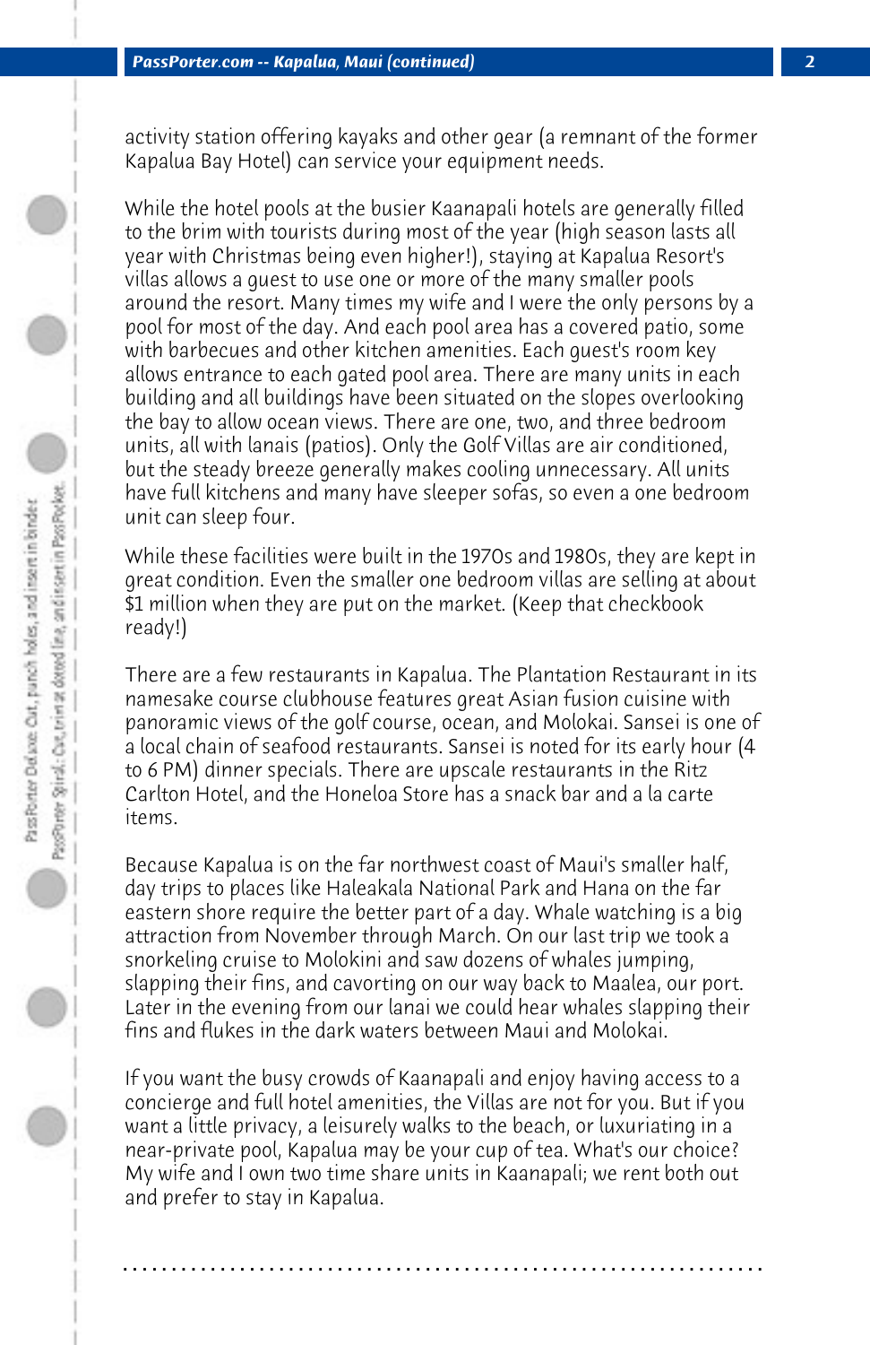activity station offering kayaks and other gear (a remnant of the former Kapalua Bay Hotel) can service your equipment needs.

While the hotel pools at the busier Kaanapali hotels are generally filled to the brim with tourists during most of the year (high season lasts all year with Christmas being even higher!), staying at Kapalua Resort's villas allows a guest to use one or more of the many smaller pools around the resort. Many times my wife and I were the only persons by a pool for most of the day. And each pool area has a covered patio, some with barbecues and other kitchen amenities. Each guest's room key allows entrance to each gated pool area. There are many units in each building and all buildings have been situated on the slopes overlooking the bay to allow ocean views. There are one, two, and three bedroom units, all with lanais (patios). Only the Golf Villas are air conditioned, but the steady breeze generally makes cooling unnecessary. All units have full kitchens and many have sleeper sofas, so even a one bedroom unit can sleep four.

While these facilities were built in the 1970s and 1980s, they are kept in great condition. Even the smaller one bedroom villas are selling at about $1 million when they are put on the market. (Keep that checkbook ready!)

There are a few restaurants in Kapalua. The Plantation Restaurant in its namesake course clubhouse features great Asian fusion cuisine with panoramic views of the golf course, ocean, and Molokai. Sansei is one of a local chain of seafood restaurants. Sansei is noted for its early hour (4 to 6 PM) dinner specials. There are upscale restaurants in the Ritz Carlton Hotel, and the Honeloa Store has a snack bar and a la carte items.

Because Kapalua is on the far northwest coast of Maui's smaller half, day trips to places like Haleakala National Park and Hana on the far eastern shore require the better part of a day. Whale watching is a big attraction from November through March. On our last trip we took a snorkeling cruise to Molokini and saw dozens of whales jumping, slapping their fins, and cavorting on our way back to Maalea, our port. Later in the evening from our lanai we could hear whales slapping their fins and flukes in the dark waters between Maui and Molokai.

If you want the busy crowds of Kaanapali and enjoy having access to a concierge and full hotel amenities, the Villas are not for you. But if you want a little privacy, a leisurely walks to the beach, or luxuriating in a near-private pool, Kapalua may be your cup of tea. What's our choice? My wife and I own two time share units in Kaanapali; we rent both out and prefer to stay in Kapalua.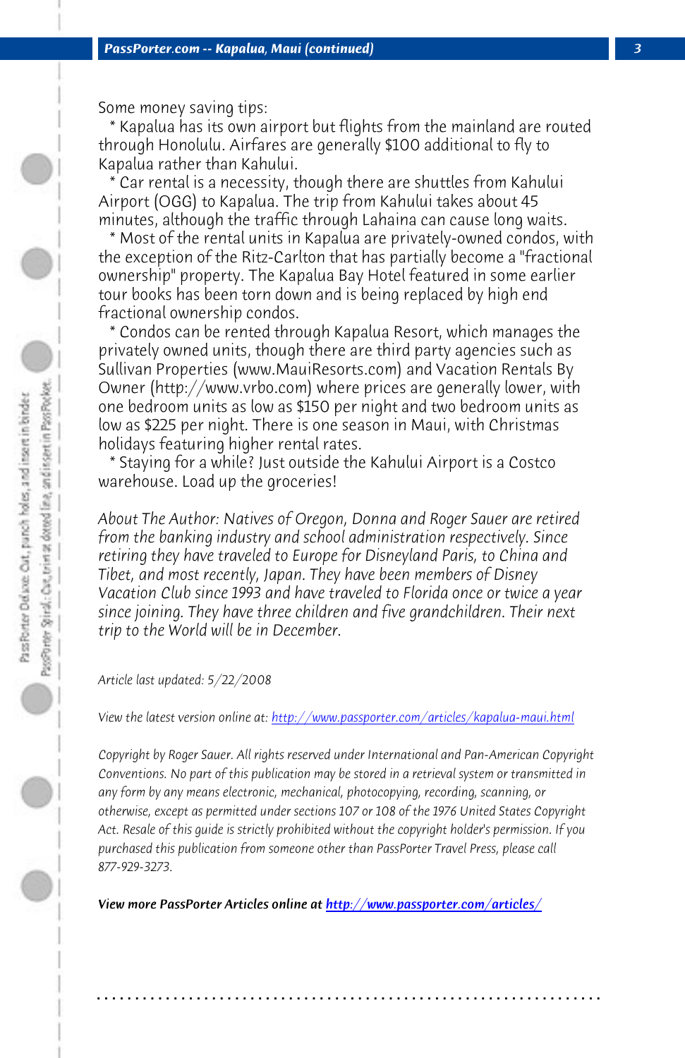Some money saving tips:

* Kapalua has its own airport but flights from the mainland are routed through Honolulu. Airfares are generally $100 additional to fly to Kapalua rather than Kahului.
* Car rental is a necessity, though there are shuttles from Kahului Airport (OGG) to Kapalua. The trip from Kahului takes about 45 minutes, although the traffic through Lahaina can cause long waits.
* Most of the rental units in Kapalua are privately-owned condos, with the exception of the Ritz-Carlton that has partially become a "fractional ownership" property. The Kapalua Bay Hotel featured in some earlier tour books has been torn down and is being replaced by high end fractional ownership condos.
* Condos can be rented through Kapalua Resort, which manages the privately owned units, though there are third party agencies such as Sullivan Properties (www.MauiResorts.com) and Vacation Rentals By Owner (http://www.vrbo.com) where prices are generally lower, with one bedroom units as low as $150 per night and two bedroom units as low as $225 per night. There is one season in Maui, with Christmas holidays featuring higher rental rates.
* Staying for a while? Just outside the Kahului Airport is a Costco warehouse. Load up the groceries!

*About The Author: Natives of Oregon, Donna and Roger Sauer are retired from the banking industry and school administration respectively. Since retiring they have traveled to Europe for Disneyland Paris, to China and Tibet, and most recently, Japan. They have been members of Disney Vacation Club since 1993 and have traveled to Florida once or twice a year since joining. They have three children and five grandchildren. Their next trip to the World will be in December.*

*Article last updated: 5/22/2008*

*View the latest version online at: http://www.passporter.com/articles/kapalua-maui.html*

*Copyright by Roger Sauer. All rights reserved under International and Pan-American Copyright Conventions. No part of this publication may be stored in a retrieval system or transmitted in any form by any means electronic, mechanical, photocopying, recording, scanning, or otherwise, except as permitted under sections 107 or 108 of the 1976 United States Copyright Act. Resale of this guide is strictly prohibited without the copyright holder's permission. If you purchased this publication from someone other than PassPorter Travel Press, please call 877-929-3273.*

***View more PassPorter Articles online at http://www.passporter.com/articles/***